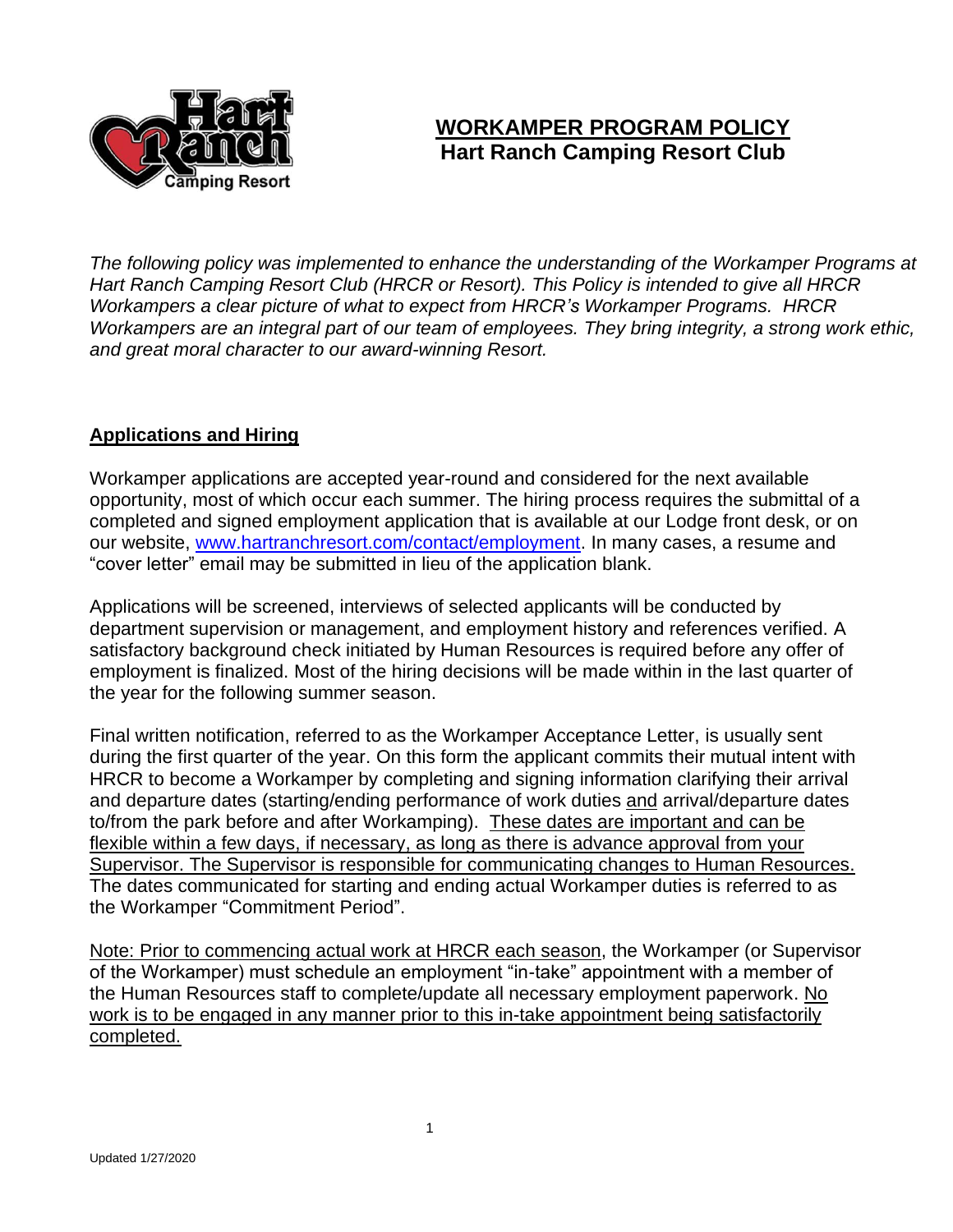# WORKAMPER PROGRAM POLICY
## Hart Ranch Camping Resort Club

*The following policy was implemented to enhance the understanding of the Workamper Programs at Hart Ranch Camping Resort Club (HRCR or Resort). This Policy is intended to give all HRCR Workampers a clear picture of what to expect from HRCR's Workamper Programs. HRCR Workampers are an integral part of our team of employees. They bring integrity, a strong work ethic, and great moral character to our award-winning Resort.*

### Applications and Hiring

Workamper applications are accepted year-round and considered for the next available opportunity, most of which occur each summer. The hiring process requires the submittal of a completed and signed employment application that is available at our Lodge front desk, or on our website, [www.hartranchresort.com/contact/employment](http://www.hartranchresort.com/contact/employment). In many cases, a resume and "cover letter" email may be submitted in lieu of the application blank.

Applications will be screened, interviews of selected applicants will be conducted by department supervision or management, and employment history and references verified. A satisfactory background check initiated by Human Resources is required before any offer of employment is finalized. Most of the hiring decisions will be made within in the last quarter of the year for the following summer season.

Final written notification, referred to as the Workamper Acceptance Letter, is usually sent during the first quarter of the year. On this form the applicant commits their mutual intent with HRCR to become a Workamper by completing and signing information clarifying their arrival and departure dates (starting/ending performance of work duties <u>and</u> arrival/departure dates to/from the park before and after Workamping). <u>These dates are important and can be flexible within a few days, if necessary, as long as there is advance approval from your Supervisor. The Supervisor is responsible for communicating changes to Human Resources.</u> The dates communicated for starting and ending actual Workamper duties is referred to as the Workamper "Commitment Period".

<u>Note: Prior to commencing actual work at HRCR each season</u>, the Workamper (or Supervisor of the Workamper) must schedule an employment "in-take" appointment with a member of the Human Resources staff to complete/update all necessary employment paperwork. <u>No work is to be engaged in any manner prior to this in-take appointment being satisfactorily completed.</u>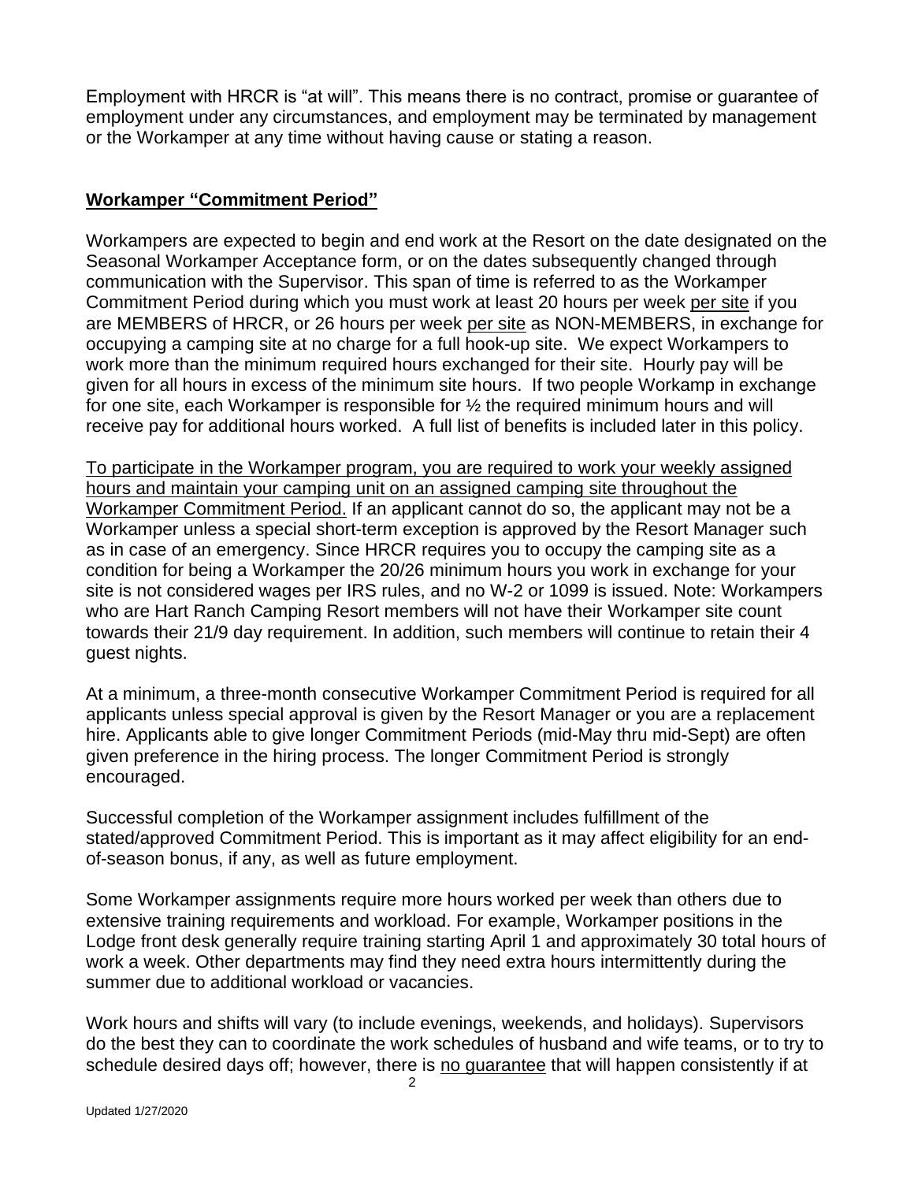Employment with HRCR is "at will". This means there is no contract, promise or guarantee of employment under any circumstances, and employment may be terminated by management or the Workamper at any time without having cause or stating a reason.

## Workamper "Commitment Period"

Workampers are expected to begin and end work at the Resort on the date designated on the Seasonal Workamper Acceptance form, or on the dates subsequently changed through communication with the Supervisor. This span of time is referred to as the Workamper Commitment Period during which you must work at least 20 hours per week per site if you are MEMBERS of HRCR, or 26 hours per week per site as NON-MEMBERS, in exchange for occupying a camping site at no charge for a full hook-up site. We expect Workampers to work more than the minimum required hours exchanged for their site. Hourly pay will be given for all hours in excess of the minimum site hours. If two people Workamp in exchange for one site, each Workamper is responsible for ½ the required minimum hours and will receive pay for additional hours worked. A full list of benefits is included later in this policy.

To participate in the Workamper program, you are required to work your weekly assigned hours and maintain your camping unit on an assigned camping site throughout the Workamper Commitment Period. If an applicant cannot do so, the applicant may not be a Workamper unless a special short-term exception is approved by the Resort Manager such as in case of an emergency. Since HRCR requires you to occupy the camping site as a condition for being a Workamper the 20/26 minimum hours you work in exchange for your site is not considered wages per IRS rules, and no W-2 or 1099 is issued. Note: Workampers who are Hart Ranch Camping Resort members will not have their Workamper site count towards their 21/9 day requirement. In addition, such members will continue to retain their 4 guest nights.

At a minimum, a three-month consecutive Workamper Commitment Period is required for all applicants unless special approval is given by the Resort Manager or you are a replacement hire. Applicants able to give longer Commitment Periods (mid-May thru mid-Sept) are often given preference in the hiring process. The longer Commitment Period is strongly encouraged.

Successful completion of the Workamper assignment includes fulfillment of the stated/approved Commitment Period. This is important as it may affect eligibility for an end-of-season bonus, if any, as well as future employment.

Some Workamper assignments require more hours worked per week than others due to extensive training requirements and workload. For example, Workamper positions in the Lodge front desk generally require training starting April 1 and approximately 30 total hours of work a week. Other departments may find they need extra hours intermittently during the summer due to additional workload or vacancies.

Work hours and shifts will vary (to include evenings, weekends, and holidays). Supervisors do the best they can to coordinate the work schedules of husband and wife teams, or to try to schedule desired days off; however, there is no guarantee that will happen consistently if at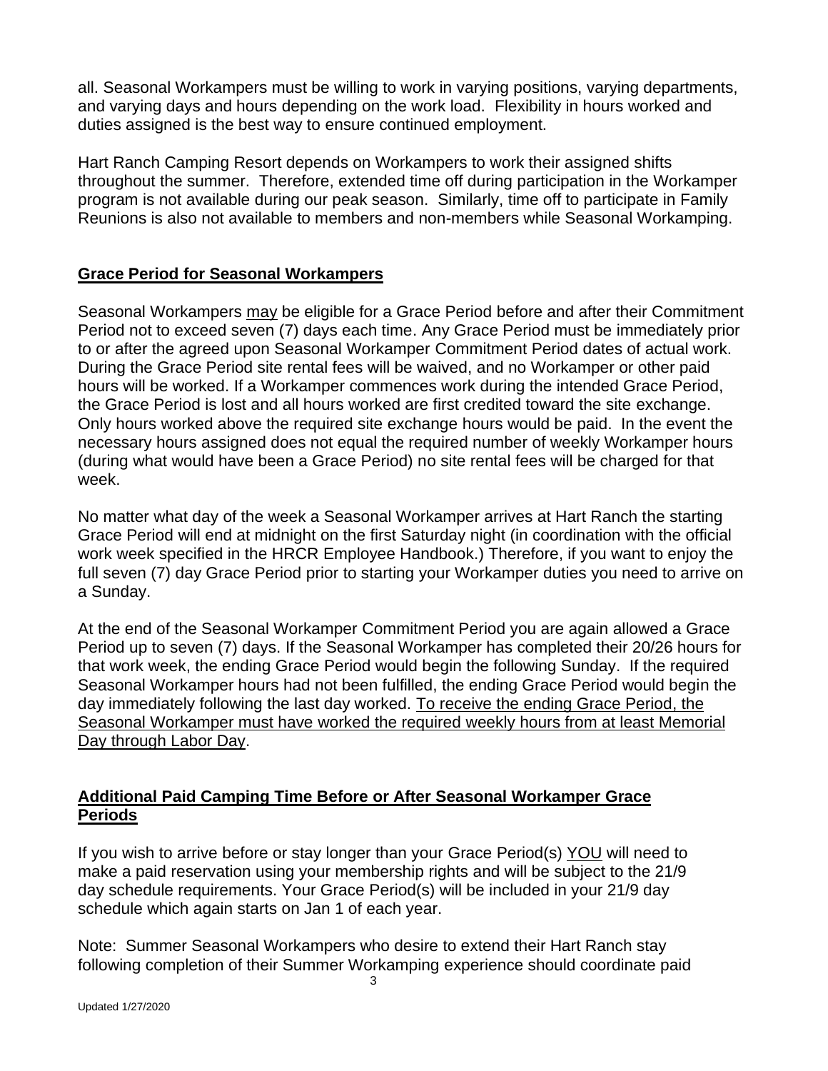all. Seasonal Workampers must be willing to work in varying positions, varying departments, and varying days and hours depending on the work load. Flexibility in hours worked and duties assigned is the best way to ensure continued employment.

Hart Ranch Camping Resort depends on Workampers to work their assigned shifts throughout the summer. Therefore, extended time off during participation in the Workamper program is not available during our peak season. Similarly, time off to participate in Family Reunions is also not available to members and non-members while Seasonal Workamping.

## Grace Period for Seasonal Workampers

Seasonal Workampers <u>may</u> be eligible for a Grace Period before and after their Commitment Period not to exceed seven (7) days each time. Any Grace Period must be immediately prior to or after the agreed upon Seasonal Workamper Commitment Period dates of actual work. During the Grace Period site rental fees will be waived, and no Workamper or other paid hours will be worked. If a Workamper commences work during the intended Grace Period, the Grace Period is lost and all hours worked are first credited toward the site exchange. Only hours worked above the required site exchange hours would be paid. In the event the necessary hours assigned does not equal the required number of weekly Workamper hours (during what would have been a Grace Period) no site rental fees will be charged for that week.

No matter what day of the week a Seasonal Workamper arrives at Hart Ranch the starting Grace Period will end at midnight on the first Saturday night (in coordination with the official work week specified in the HRCR Employee Handbook.) Therefore, if you want to enjoy the full seven (7) day Grace Period prior to starting your Workamper duties you need to arrive on a Sunday.

At the end of the Seasonal Workamper Commitment Period you are again allowed a Grace Period up to seven (7) days. If the Seasonal Workamper has completed their 20/26 hours for that work week, the ending Grace Period would begin the following Sunday. If the required Seasonal Workamper hours had not been fulfilled, the ending Grace Period would begin the day immediately following the last day worked. <u>To receive the ending Grace Period, the Seasonal Workamper must have worked the required weekly hours from at least Memorial Day through Labor Day</u>.

## Additional Paid Camping Time Before or After Seasonal Workamper Grace Periods

If you wish to arrive before or stay longer than your Grace Period(s) <u>YOU</u> will need to make a paid reservation using your membership rights and will be subject to the 21/9 day schedule requirements. Your Grace Period(s) will be included in your 21/9 day schedule which again starts on Jan 1 of each year.

Note: Summer Seasonal Workampers who desire to extend their Hart Ranch stay following completion of their Summer Workamping experience should coordinate paid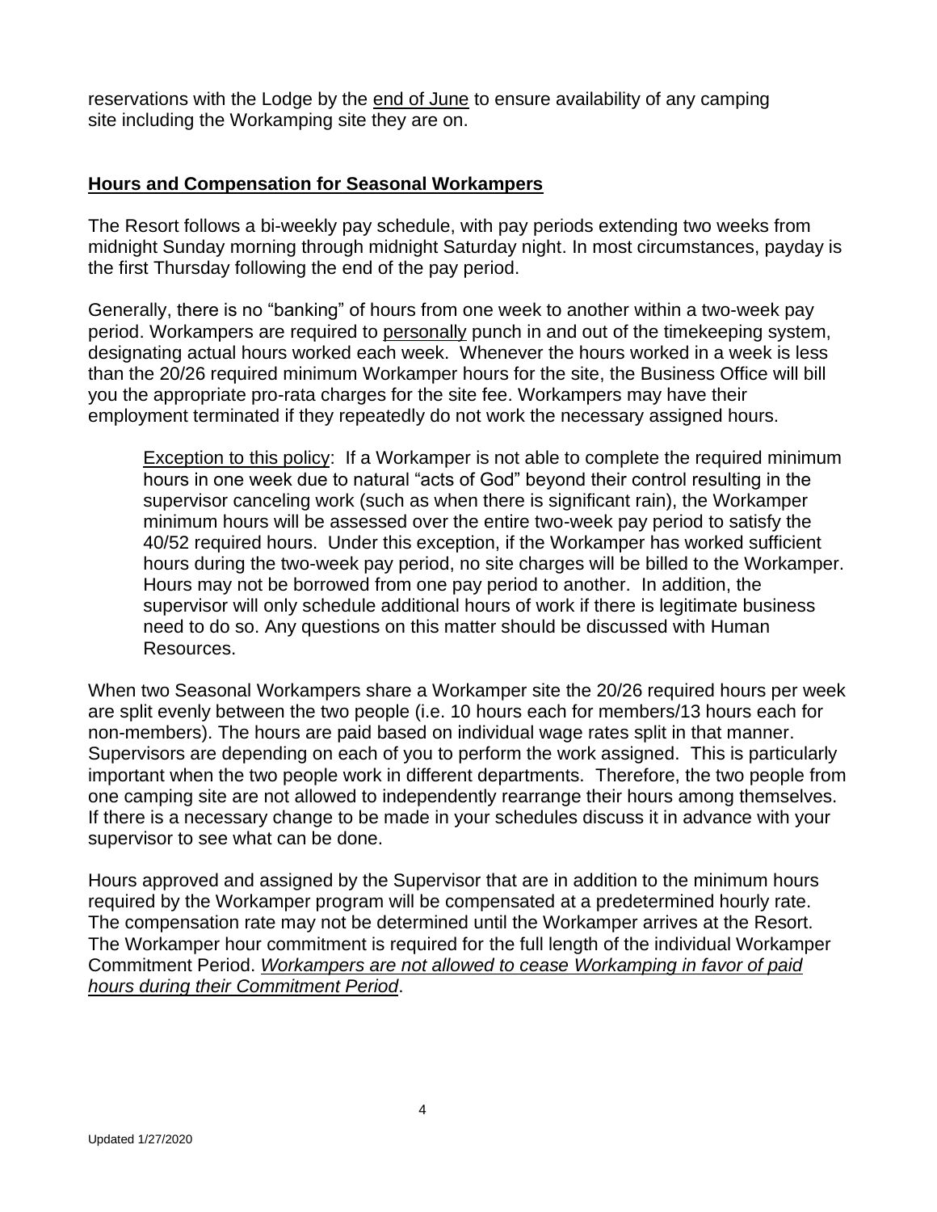reservations with the Lodge by the end of June to ensure availability of any camping site including the Workamping site they are on.

## **Hours and Compensation for Seasonal Workampers**

The Resort follows a bi-weekly pay schedule, with pay periods extending two weeks from midnight Sunday morning through midnight Saturday night. In most circumstances, payday is the first Thursday following the end of the pay period.

Generally, there is no "banking" of hours from one week to another within a two-week pay period. Workampers are required to personally punch in and out of the timekeeping system, designating actual hours worked each week. Whenever the hours worked in a week is less than the 20/26 required minimum Workamper hours for the site, the Business Office will bill you the appropriate pro-rata charges for the site fee. Workampers may have their employment terminated if they repeatedly do not work the necessary assigned hours.

> Exception to this policy: If a Workamper is not able to complete the required minimum hours in one week due to natural "acts of God" beyond their control resulting in the supervisor canceling work (such as when there is significant rain), the Workamper minimum hours will be assessed over the entire two-week pay period to satisfy the 40/52 required hours. Under this exception, if the Workamper has worked sufficient hours during the two-week pay period, no site charges will be billed to the Workamper. Hours may not be borrowed from one pay period to another. In addition, the supervisor will only schedule additional hours of work if there is legitimate business need to do so. Any questions on this matter should be discussed with Human Resources.

When two Seasonal Workampers share a Workamper site the 20/26 required hours per week are split evenly between the two people (i.e. 10 hours each for members/13 hours each for non-members). The hours are paid based on individual wage rates split in that manner. Supervisors are depending on each of you to perform the work assigned. This is particularly important when the two people work in different departments. Therefore, the two people from one camping site are not allowed to independently rearrange their hours among themselves. If there is a necessary change to be made in your schedules discuss it in advance with your supervisor to see what can be done.

Hours approved and assigned by the Supervisor that are in addition to the minimum hours required by the Workamper program will be compensated at a predetermined hourly rate. The compensation rate may not be determined until the Workamper arrives at the Resort. The Workamper hour commitment is required for the full length of the individual Workamper Commitment Period. *Workampers are not allowed to cease Workamping in favor of paid hours during their Commitment Period*.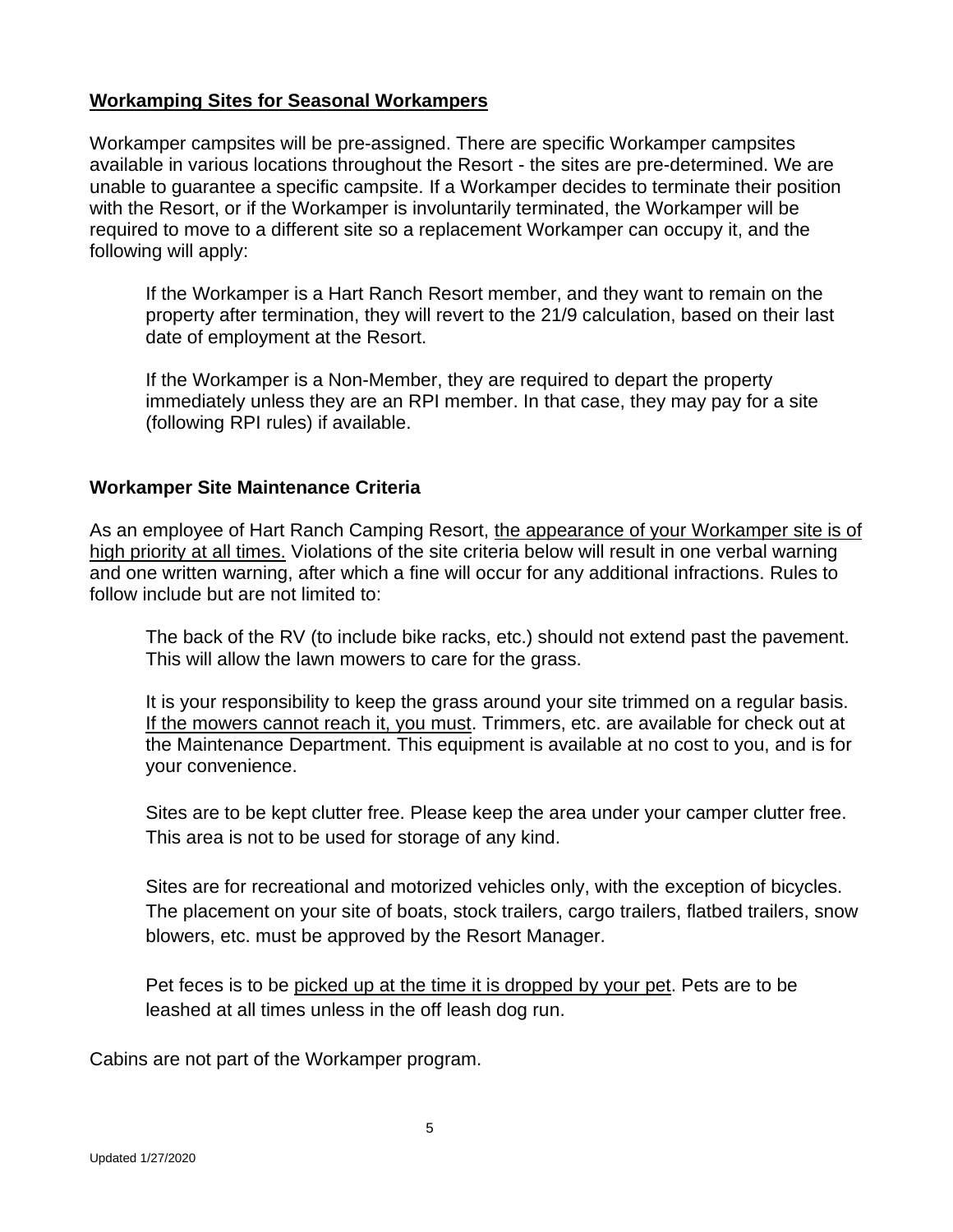## Workamping Sites for Seasonal Workampers

Workamper campsites will be pre-assigned. There are specific Workamper campsites available in various locations throughout the Resort - the sites are pre-determined. We are unable to guarantee a specific campsite. If a Workamper decides to terminate their position with the Resort, or if the Workamper is involuntarily terminated, the Workamper will be required to move to a different site so a replacement Workamper can occupy it, and the following will apply:

> If the Workamper is a Hart Ranch Resort member, and they want to remain on the property after termination, they will revert to the 21/9 calculation, based on their last date of employment at the Resort.
>
> If the Workamper is a Non-Member, they are required to depart the property immediately unless they are an RPI member. In that case, they may pay for a site (following RPI rules) if available.

### Workamper Site Maintenance Criteria

As an employee of Hart Ranch Camping Resort, <u>the appearance of your Workamper site is of high priority at all times.</u> Violations of the site criteria below will result in one verbal warning and one written warning, after which a fine will occur for any additional infractions. Rules to follow include but are not limited to:

> The back of the RV (to include bike racks, etc.) should not extend past the pavement. This will allow the lawn mowers to care for the grass.
>
> It is your responsibility to keep the grass around your site trimmed on a regular basis. <u>If the mowers cannot reach it, you must</u>. Trimmers, etc. are available for check out at the Maintenance Department. This equipment is available at no cost to you, and is for your convenience.
>
> Sites are to be kept clutter free. Please keep the area under your camper clutter free. This area is not to be used for storage of any kind.
>
> Sites are for recreational and motorized vehicles only, with the exception of bicycles. The placement on your site of boats, stock trailers, cargo trailers, flatbed trailers, snow blowers, etc. must be approved by the Resort Manager.
>
> Pet feces is to be <u>picked up at the time it is dropped by your pet</u>. Pets are to be leashed at all times unless in the off leash dog run.

Cabins are not part of the Workamper program.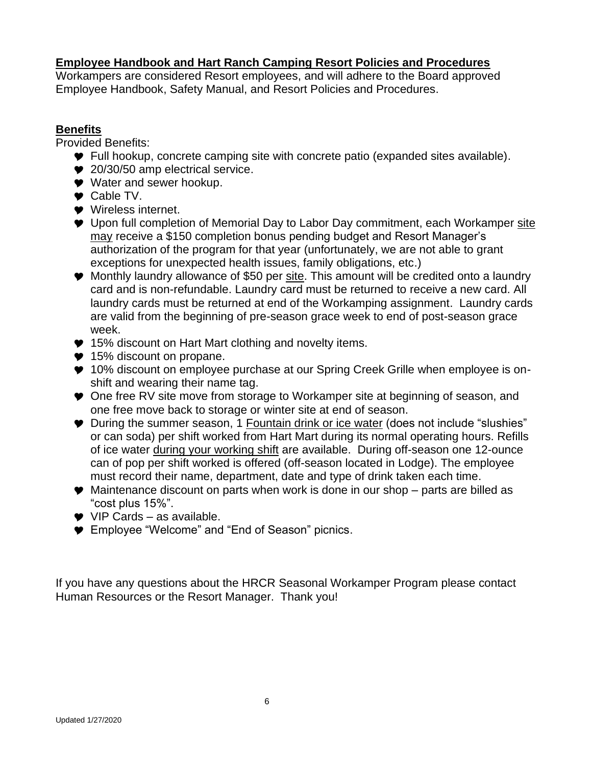## Employee Handbook and Hart Ranch Camping Resort Policies and Procedures

Workampers are considered Resort employees, and will adhere to the Board approved Employee Handbook, Safety Manual, and Resort Policies and Procedures.

## Benefits

Provided Benefits:

- Full hookup, concrete camping site with concrete patio (expanded sites available).
- 20/30/50 amp electrical service.
- Water and sewer hookup.
- Cable TV.
- Wireless internet.
- Upon full completion of Memorial Day to Labor Day commitment, each Workamper site may receive a $150 completion bonus pending budget and Resort Manager's authorization of the program for that year (unfortunately, we are not able to grant exceptions for unexpected health issues, family obligations, etc.)
- Monthly laundry allowance of $50 per site. This amount will be credited onto a laundry card and is non-refundable. Laundry card must be returned to receive a new card. All laundry cards must be returned at end of the Workamping assignment. Laundry cards are valid from the beginning of pre-season grace week to end of post-season grace week.
- 15% discount on Hart Mart clothing and novelty items.
- 15% discount on propane.
- 10% discount on employee purchase at our Spring Creek Grille when employee is on-shift and wearing their name tag.
- One free RV site move from storage to Workamper site at beginning of season, and one free move back to storage or winter site at end of season.
- During the summer season, 1 Fountain drink or ice water (does not include "slushies" or can soda) per shift worked from Hart Mart during its normal operating hours. Refills of ice water during your working shift are available. During off-season one 12-ounce can of pop per shift worked is offered (off-season located in Lodge). The employee must record their name, department, date and type of drink taken each time.
- Maintenance discount on parts when work is done in our shop – parts are billed as "cost plus 15%".
- VIP Cards – as available.
- Employee "Welcome" and "End of Season" picnics.

If you have any questions about the HRCR Seasonal Workamper Program please contact Human Resources or the Resort Manager. Thank you!

Updated 1/27/2020